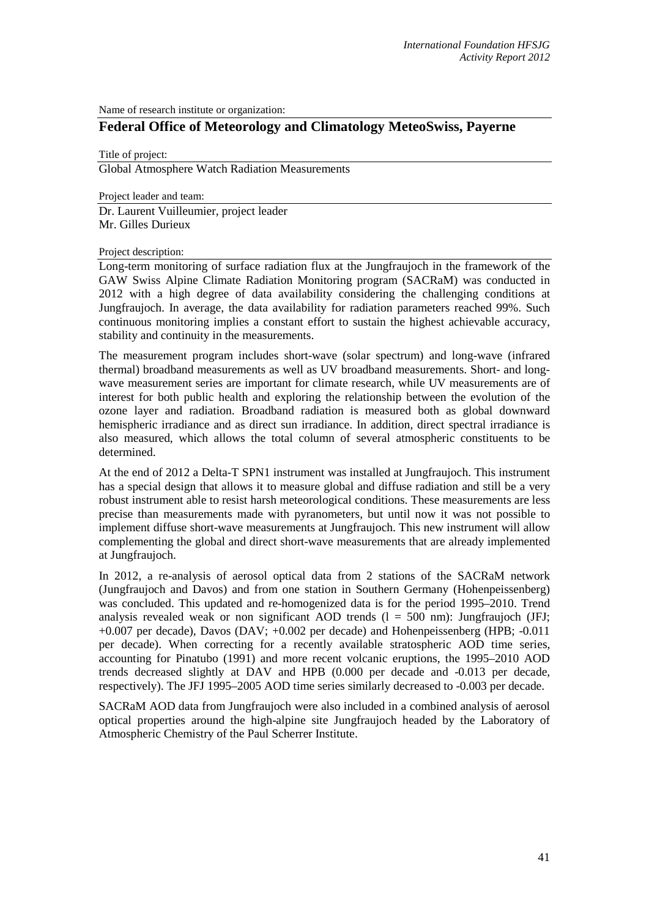Name of research institute or organization:

## Federal Office of Meteorology and Climatology MeteoSwiss, Payerne

Title of project:

Global Atmosphere Watch Radiation Measurements

Project leader and team:

Dr. Laurent Vuilleumier, project leader
Mr. Gilles Durieux

Project description:

Long-term monitoring of surface radiation flux at the Jungfraujoch in the framework of the GAW Swiss Alpine Climate Radiation Monitoring program (SACRaM) was conducted in 2012 with a high degree of data availability considering the challenging conditions at Jungfraujoch. In average, the data availability for radiation parameters reached 99%. Such continuous monitoring implies a constant effort to sustain the highest achievable accuracy, stability and continuity in the measurements.

The measurement program includes short-wave (solar spectrum) and long-wave (infrared thermal) broadband measurements as well as UV broadband measurements. Short- and long-wave measurement series are important for climate research, while UV measurements are of interest for both public health and exploring the relationship between the evolution of the ozone layer and radiation. Broadband radiation is measured both as global downward hemispheric irradiance and as direct sun irradiance. In addition, direct spectral irradiance is also measured, which allows the total column of several atmospheric constituents to be determined.

At the end of 2012 a Delta-T SPN1 instrument was installed at Jungfraujoch. This instrument has a special design that allows it to measure global and diffuse radiation and still be a very robust instrument able to resist harsh meteorological conditions. These measurements are less precise than measurements made with pyranometers, but until now it was not possible to implement diffuse short-wave measurements at Jungfraujoch. This new instrument will allow complementing the global and direct short-wave measurements that are already implemented at Jungfraujoch.

In 2012, a re-analysis of aerosol optical data from 2 stations of the SACRaM network (Jungfraujoch and Davos) and from one station in Southern Germany (Hohenpeissenberg) was concluded. This updated and re-homogenized data is for the period 1995–2010. Trend analysis revealed weak or non significant AOD trends ($l$ = 500 nm): Jungfraujoch (JFJ; +0.007 per decade), Davos (DAV; +0.002 per decade) and Hohenpeissenberg (HPB; -0.011 per decade). When correcting for a recently available stratospheric AOD time series, accounting for Pinatubo (1991) and more recent volcanic eruptions, the 1995–2010 AOD trends decreased slightly at DAV and HPB (0.000 per decade and -0.013 per decade, respectively). The JFJ 1995–2005 AOD time series similarly decreased to -0.003 per decade.

SACRaM AOD data from Jungfraujoch were also included in a combined analysis of aerosol optical properties around the high-alpine site Jungfraujoch headed by the Laboratory of Atmospheric Chemistry of the Paul Scherrer Institute.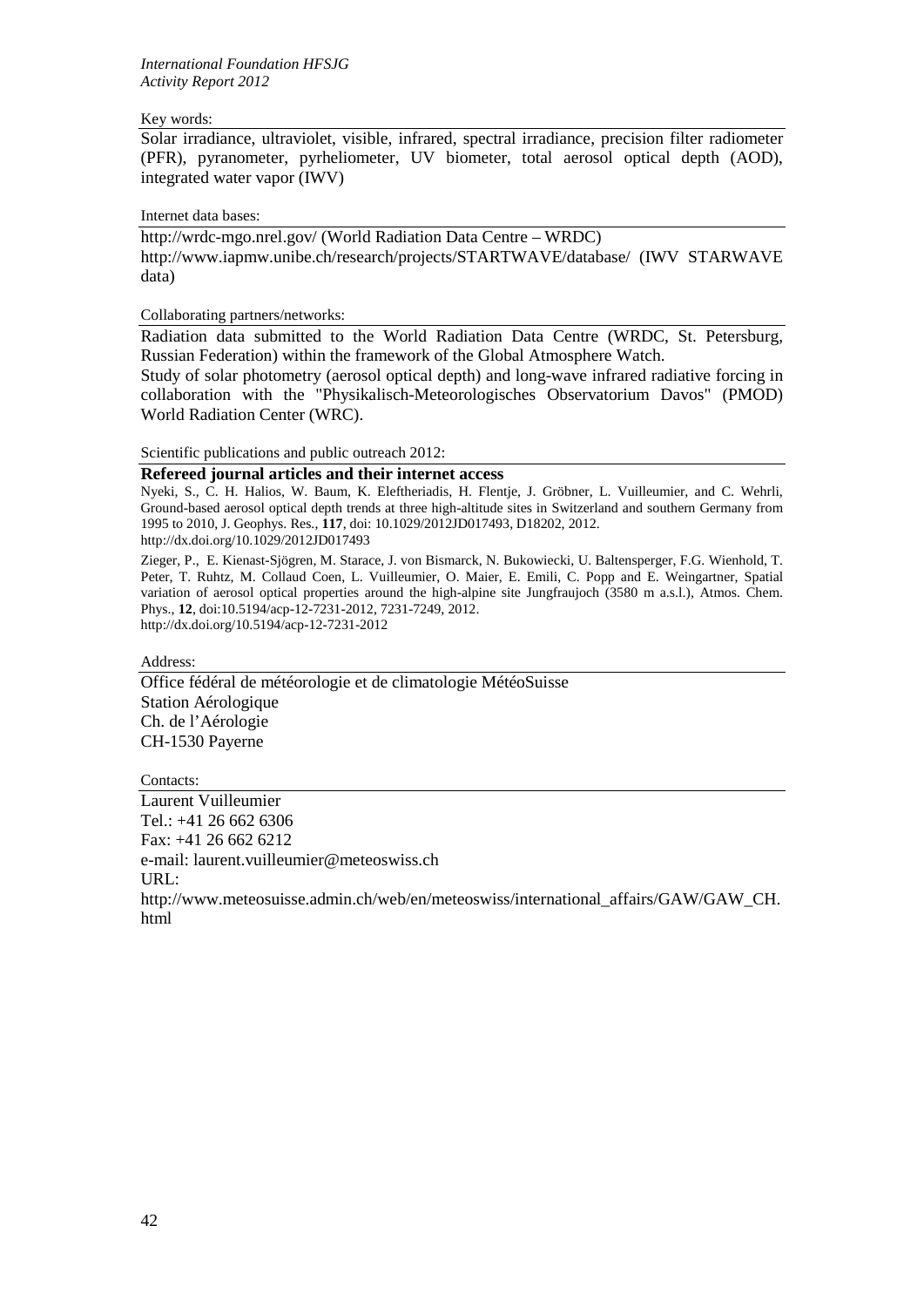Key words:

Solar irradiance, ultraviolet, visible, infrared, spectral irradiance, precision filter radiometer (PFR), pyranometer, pyrheliometer, UV biometer, total aerosol optical depth (AOD), integrated water vapor (IWV)

Internet data bases:

http://wrdc-mgo.nrel.gov/ (World Radiation Data Centre – WRDC)
http://www.iapmw.unibe.ch/research/projects/STARTWAVE/database/ (IWV STARWAVE data)

Collaborating partners/networks:

Radiation data submitted to the World Radiation Data Centre (WRDC, St. Petersburg, Russian Federation) within the framework of the Global Atmosphere Watch.
Study of solar photometry (aerosol optical depth) and long-wave infrared radiative forcing in collaboration with the "Physikalisch-Meteorologisches Observatorium Davos" (PMOD) World Radiation Center (WRC).

Scientific publications and public outreach 2012:

**Refereed journal articles and their internet access**

Nyeki, S., C. H. Halios, W. Baum, K. Eleftheriadis, H. Flentje, J. Gröbner, L. Vuilleumier, and C. Wehrli, Ground-based aerosol optical depth trends at three high-altitude sites in Switzerland and southern Germany from 1995 to 2010, J. Geophys. Res., **117**, doi: 10.1029/2012JD017493, D18202, 2012.
http://dx.doi.org/10.1029/2012JD017493

Zieger, P., E. Kienast-Sjögren, M. Starace, J. von Bismarck, N. Bukowiecki, U. Baltensperger, F.G. Wienhold, T. Peter, T. Ruhtz, M. Collaud Coen, L. Vuilleumier, O. Maier, E. Emili, C. Popp and E. Weingartner, Spatial variation of aerosol optical properties around the high-alpine site Jungfraujoch (3580 m a.s.l.), Atmos. Chem. Phys., **12**, doi:10.5194/acp-12-7231-2012, 7231-7249, 2012.
http://dx.doi.org/10.5194/acp-12-7231-2012

Address:

Office fédéral de météorologie et de climatologie MétéoSuisse
Station Aérologique
Ch. de l'Aérologie
CH-1530 Payerne

Contacts:

Laurent Vuilleumier
Tel.: +41 26 662 6306
Fax: +41 26 662 6212
e-mail: laurent.vuilleumier@meteoswiss.ch
URL:
http://www.meteosuisse.admin.ch/web/en/meteoswiss/international_affairs/GAW/GAW_CH.html